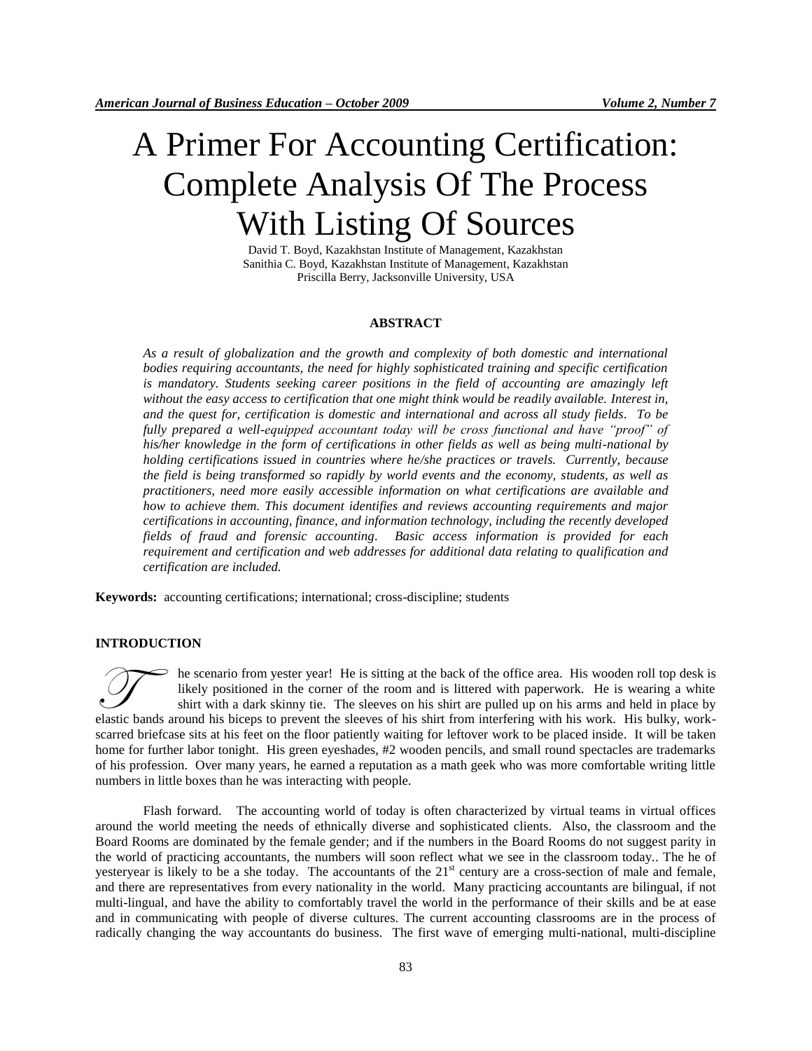# A Primer For Accounting Certification: Complete Analysis Of The Process With Listing Of Sources

David T. Boyd, Kazakhstan Institute of Management, Kazakhstan
Sanithia C. Boyd, Kazakhstan Institute of Management, Kazakhstan
Priscilla Berry, Jacksonville University, USA

## ABSTRACT

*As a result of globalization and the growth and complexity of both domestic and international bodies requiring accountants, the need for highly sophisticated training and specific certification is mandatory. Students seeking career positions in the field of accounting are amazingly left without the easy access to certification that one might think would be readily available. Interest in, and the quest for, certification is domestic and international and across all study fields. To be fully prepared a well-equipped accountant today will be cross functional and have "proof" of his/her knowledge in the form of certifications in other fields as well as being multi-national by holding certifications issued in countries where he/she practices or travels. Currently, because the field is being transformed so rapidly by world events and the economy, students, as well as practitioners, need more easily accessible information on what certifications are available and how to achieve them. This document identifies and reviews accounting requirements and major certifications in accounting, finance, and information technology, including the recently developed fields of fraud and forensic accounting. Basic access information is provided for each requirement and certification and web addresses for additional data relating to qualification and certification are included.*

**Keywords:** accounting certifications; international; cross-discipline; students

## INTRODUCTION

The scenario from yester year! He is sitting at the back of the office area. His wooden roll top desk is likely positioned in the corner of the room and is littered with paperwork. He is wearing a white shirt with a dark skinny tie. The sleeves on his shirt are pulled up on his arms and held in place by elastic bands around his biceps to prevent the sleeves of his shirt from interfering with his work. His bulky, work-scarred briefcase sits at his feet on the floor patiently waiting for leftover work to be placed inside. It will be taken home for further labor tonight. His green eyeshades, #2 wooden pencils, and small round spectacles are trademarks of his profession. Over many years, he earned a reputation as a math geek who was more comfortable writing little numbers in little boxes than he was interacting with people.

Flash forward. The accounting world of today is often characterized by virtual teams in virtual offices around the world meeting the needs of ethnically diverse and sophisticated clients. Also, the classroom and the Board Rooms are dominated by the female gender; and if the numbers in the Board Rooms do not suggest parity in the world of practicing accountants, the numbers will soon reflect what we see in the classroom today.. The he of yesteryear is likely to be a she today. The accountants of the 21st century are a cross-section of male and female, and there are representatives from every nationality in the world. Many practicing accountants are bilingual, if not multi-lingual, and have the ability to comfortably travel the world in the performance of their skills and be at ease and in communicating with people of diverse cultures. The current accounting classrooms are in the process of radically changing the way accountants do business. The first wave of emerging multi-national, multi-discipline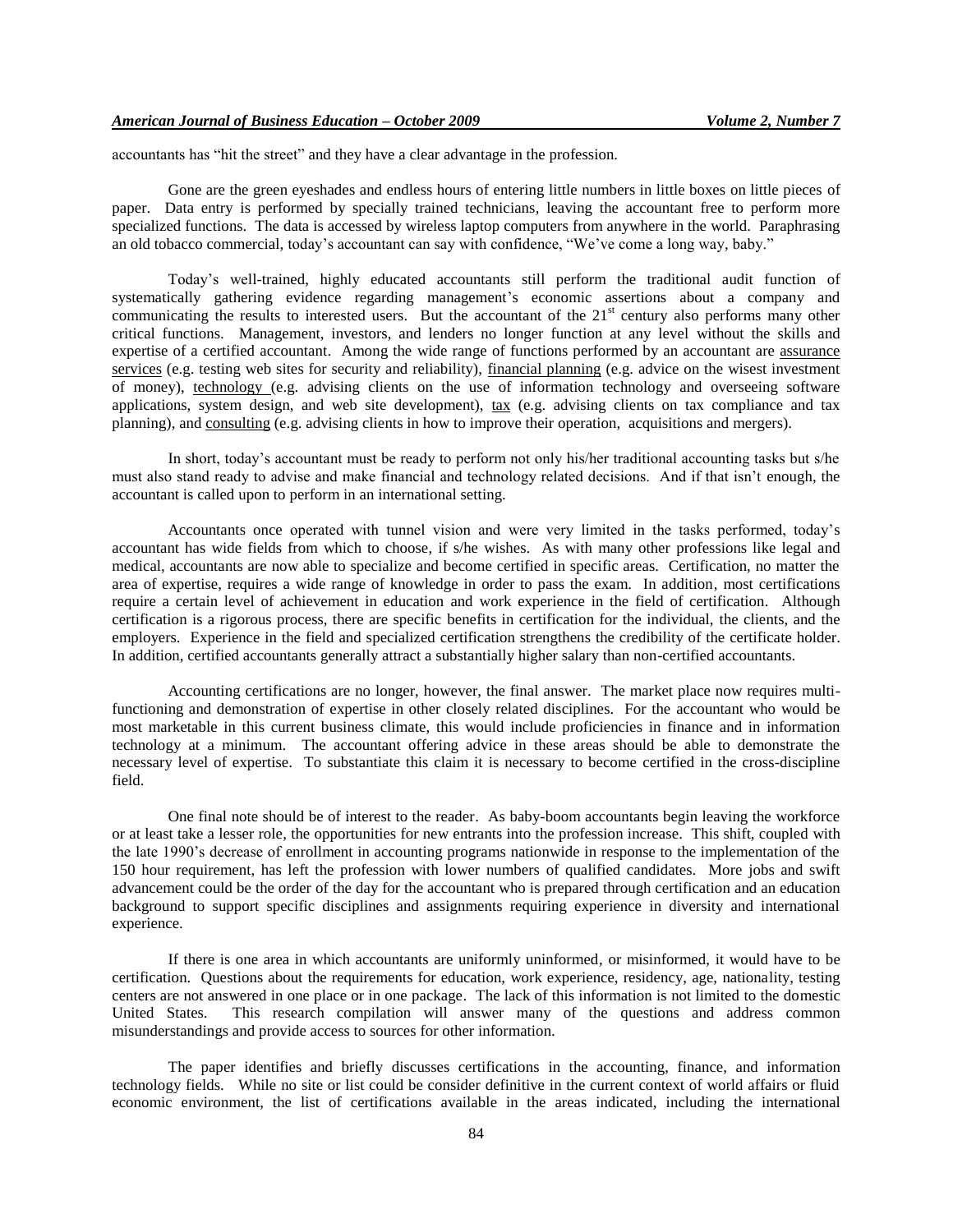accountants has "hit the street" and they have a clear advantage in the profession.

Gone are the green eyeshades and endless hours of entering little numbers in little boxes on little pieces of paper. Data entry is performed by specially trained technicians, leaving the accountant free to perform more specialized functions. The data is accessed by wireless laptop computers from anywhere in the world. Paraphrasing an old tobacco commercial, today's accountant can say with confidence, "We've come a long way, baby."

Today's well-trained, highly educated accountants still perform the traditional audit function of systematically gathering evidence regarding management's economic assertions about a company and communicating the results to interested users. But the accountant of the 21st century also performs many other critical functions. Management, investors, and lenders no longer function at any level without the skills and expertise of a certified accountant. Among the wide range of functions performed by an accountant are assurance services (e.g. testing web sites for security and reliability), financial planning (e.g. advice on the wisest investment of money), technology (e.g. advising clients on the use of information technology and overseeing software applications, system design, and web site development), tax (e.g. advising clients on tax compliance and tax planning), and consulting (e.g. advising clients in how to improve their operation, acquisitions and mergers).

In short, today's accountant must be ready to perform not only his/her traditional accounting tasks but s/he must also stand ready to advise and make financial and technology related decisions. And if that isn't enough, the accountant is called upon to perform in an international setting.

Accountants once operated with tunnel vision and were very limited in the tasks performed, today's accountant has wide fields from which to choose, if s/he wishes. As with many other professions like legal and medical, accountants are now able to specialize and become certified in specific areas. Certification, no matter the area of expertise, requires a wide range of knowledge in order to pass the exam. In addition, most certifications require a certain level of achievement in education and work experience in the field of certification. Although certification is a rigorous process, there are specific benefits in certification for the individual, the clients, and the employers. Experience in the field and specialized certification strengthens the credibility of the certificate holder. In addition, certified accountants generally attract a substantially higher salary than non-certified accountants.

Accounting certifications are no longer, however, the final answer. The market place now requires multi-functioning and demonstration of expertise in other closely related disciplines. For the accountant who would be most marketable in this current business climate, this would include proficiencies in finance and in information technology at a minimum. The accountant offering advice in these areas should be able to demonstrate the necessary level of expertise. To substantiate this claim it is necessary to become certified in the cross-discipline field.

One final note should be of interest to the reader. As baby-boom accountants begin leaving the workforce or at least take a lesser role, the opportunities for new entrants into the profession increase. This shift, coupled with the late 1990's decrease of enrollment in accounting programs nationwide in response to the implementation of the 150 hour requirement, has left the profession with lower numbers of qualified candidates. More jobs and swift advancement could be the order of the day for the accountant who is prepared through certification and an education background to support specific disciplines and assignments requiring experience in diversity and international experience.

If there is one area in which accountants are uniformly uninformed, or misinformed, it would have to be certification. Questions about the requirements for education, work experience, residency, age, nationality, testing centers are not answered in one place or in one package. The lack of this information is not limited to the domestic United States. This research compilation will answer many of the questions and address common misunderstandings and provide access to sources for other information.

The paper identifies and briefly discusses certifications in the accounting, finance, and information technology fields. While no site or list could be consider definitive in the current context of world affairs or fluid economic environment, the list of certifications available in the areas indicated, including the international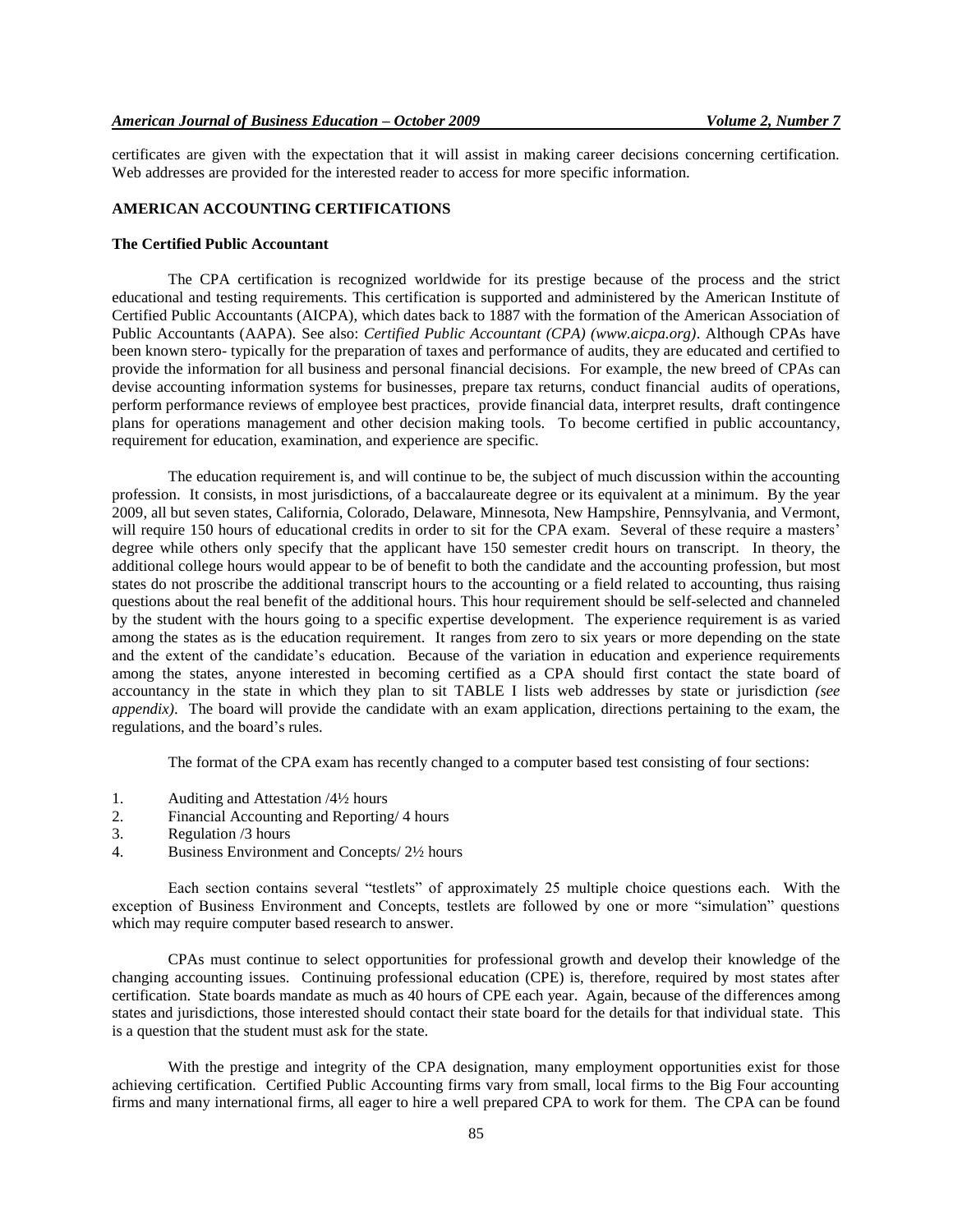certificates are given with the expectation that it will assist in making career decisions concerning certification. Web addresses are provided for the interested reader to access for more specific information.

## AMERICAN ACCOUNTING CERTIFICATIONS

### The Certified Public Accountant

The CPA certification is recognized worldwide for its prestige because of the process and the strict educational and testing requirements. This certification is supported and administered by the American Institute of Certified Public Accountants (AICPA), which dates back to 1887 with the formation of the American Association of Public Accountants (AAPA). See also: *Certified Public Accountant (CPA) (www.aicpa.org)*. Although CPAs have been known stero- typically for the preparation of taxes and performance of audits, they are educated and certified to provide the information for all business and personal financial decisions. For example, the new breed of CPAs can devise accounting information systems for businesses, prepare tax returns, conduct financial audits of operations, perform performance reviews of employee best practices, provide financial data, interpret results, draft contingence plans for operations management and other decision making tools. To become certified in public accountancy, requirement for education, examination, and experience are specific.

The education requirement is, and will continue to be, the subject of much discussion within the accounting profession. It consists, in most jurisdictions, of a baccalaureate degree or its equivalent at a minimum. By the year 2009, all but seven states, California, Colorado, Delaware, Minnesota, New Hampshire, Pennsylvania, and Vermont, will require 150 hours of educational credits in order to sit for the CPA exam. Several of these require a masters' degree while others only specify that the applicant have 150 semester credit hours on transcript. In theory, the additional college hours would appear to be of benefit to both the candidate and the accounting profession, but most states do not proscribe the additional transcript hours to the accounting or a field related to accounting, thus raising questions about the real benefit of the additional hours. This hour requirement should be self-selected and channeled by the student with the hours going to a specific expertise development. The experience requirement is as varied among the states as is the education requirement. It ranges from zero to six years or more depending on the state and the extent of the candidate's education. Because of the variation in education and experience requirements among the states, anyone interested in becoming certified as a CPA should first contact the state board of accountancy in the state in which they plan to sit TABLE I lists web addresses by state or jurisdiction *(see appendix)*. The board will provide the candidate with an exam application, directions pertaining to the exam, the regulations, and the board's rules.

The format of the CPA exam has recently changed to a computer based test consisting of four sections:

1. Auditing and Attestation /4½ hours
2. Financial Accounting and Reporting/ 4 hours
3. Regulation /3 hours
4. Business Environment and Concepts/ 2½ hours

Each section contains several "testlets" of approximately 25 multiple choice questions each. With the exception of Business Environment and Concepts, testlets are followed by one or more "simulation" questions which may require computer based research to answer.

CPAs must continue to select opportunities for professional growth and develop their knowledge of the changing accounting issues. Continuing professional education (CPE) is, therefore, required by most states after certification. State boards mandate as much as 40 hours of CPE each year. Again, because of the differences among states and jurisdictions, those interested should contact their state board for the details for that individual state. This is a question that the student must ask for the state.

With the prestige and integrity of the CPA designation, many employment opportunities exist for those achieving certification. Certified Public Accounting firms vary from small, local firms to the Big Four accounting firms and many international firms, all eager to hire a well prepared CPA to work for them. The CPA can be found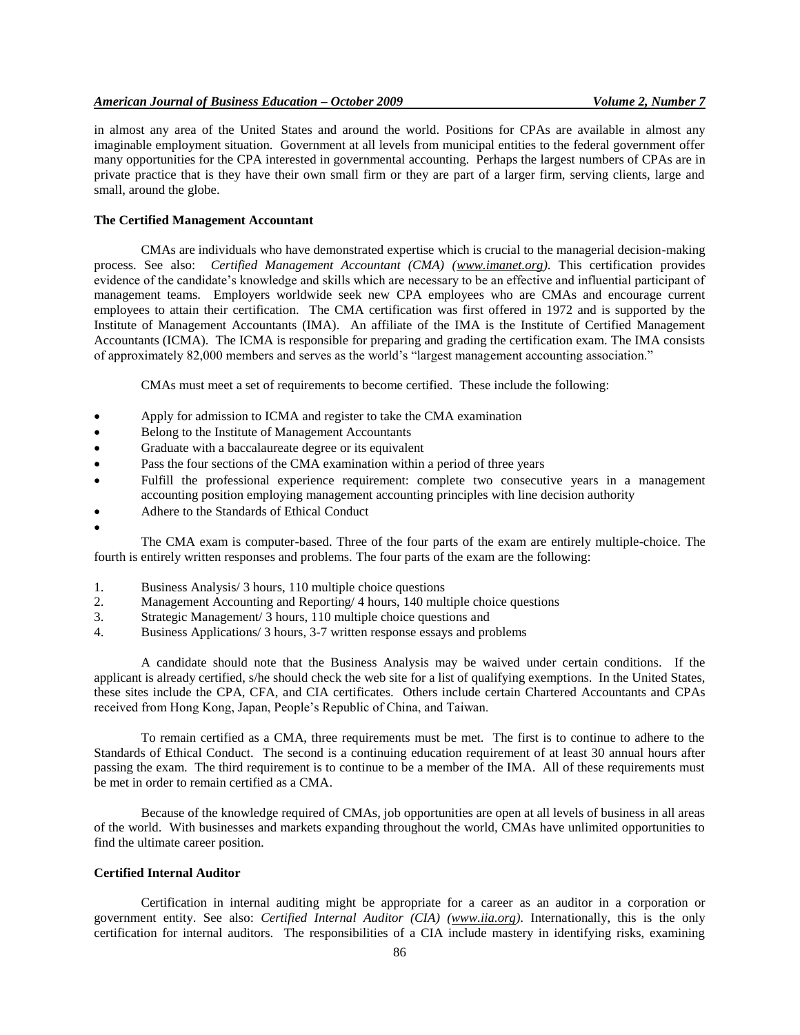in almost any area of the United States and around the world. Positions for CPAs are available in almost any imaginable employment situation. Government at all levels from municipal entities to the federal government offer many opportunities for the CPA interested in governmental accounting. Perhaps the largest numbers of CPAs are in private practice that is they have their own small firm or they are part of a larger firm, serving clients, large and small, around the globe.

### The Certified Management Accountant

CMAs are individuals who have demonstrated expertise which is crucial to the managerial decision-making process. See also: *Certified Management Accountant (CMA) (www.imanet.org)*. This certification provides evidence of the candidate's knowledge and skills which are necessary to be an effective and influential participant of management teams. Employers worldwide seek new CPA employees who are CMAs and encourage current employees to attain their certification. The CMA certification was first offered in 1972 and is supported by the Institute of Management Accountants (IMA). An affiliate of the IMA is the Institute of Certified Management Accountants (ICMA). The ICMA is responsible for preparing and grading the certification exam. The IMA consists of approximately 82,000 members and serves as the world's "largest management accounting association."

CMAs must meet a set of requirements to become certified. These include the following:

- Apply for admission to ICMA and register to take the CMA examination
- Belong to the Institute of Management Accountants
- Graduate with a baccalaureate degree or its equivalent
- Pass the four sections of the CMA examination within a period of three years
- Fulfill the professional experience requirement: complete two consecutive years in a management accounting position employing management accounting principles with line decision authority
- Adhere to the Standards of Ethical Conduct

The CMA exam is computer-based. Three of the four parts of the exam are entirely multiple-choice. The fourth is entirely written responses and problems. The four parts of the exam are the following:

1. Business Analysis/ 3 hours, 110 multiple choice questions
2. Management Accounting and Reporting/ 4 hours, 140 multiple choice questions
3. Strategic Management/ 3 hours, 110 multiple choice questions and
4. Business Applications/ 3 hours, 3-7 written response essays and problems

A candidate should note that the Business Analysis may be waived under certain conditions. If the applicant is already certified, s/he should check the web site for a list of qualifying exemptions. In the United States, these sites include the CPA, CFA, and CIA certificates. Others include certain Chartered Accountants and CPAs received from Hong Kong, Japan, People's Republic of China, and Taiwan.

To remain certified as a CMA, three requirements must be met. The first is to continue to adhere to the Standards of Ethical Conduct. The second is a continuing education requirement of at least 30 annual hours after passing the exam. The third requirement is to continue to be a member of the IMA. All of these requirements must be met in order to remain certified as a CMA.

Because of the knowledge required of CMAs, job opportunities are open at all levels of business in all areas of the world. With businesses and markets expanding throughout the world, CMAs have unlimited opportunities to find the ultimate career position.

### Certified Internal Auditor

Certification in internal auditing might be appropriate for a career as an auditor in a corporation or government entity. See also: *Certified Internal Auditor (CIA) (www.iia.org)*. Internationally, this is the only certification for internal auditors. The responsibilities of a CIA include mastery in identifying risks, examining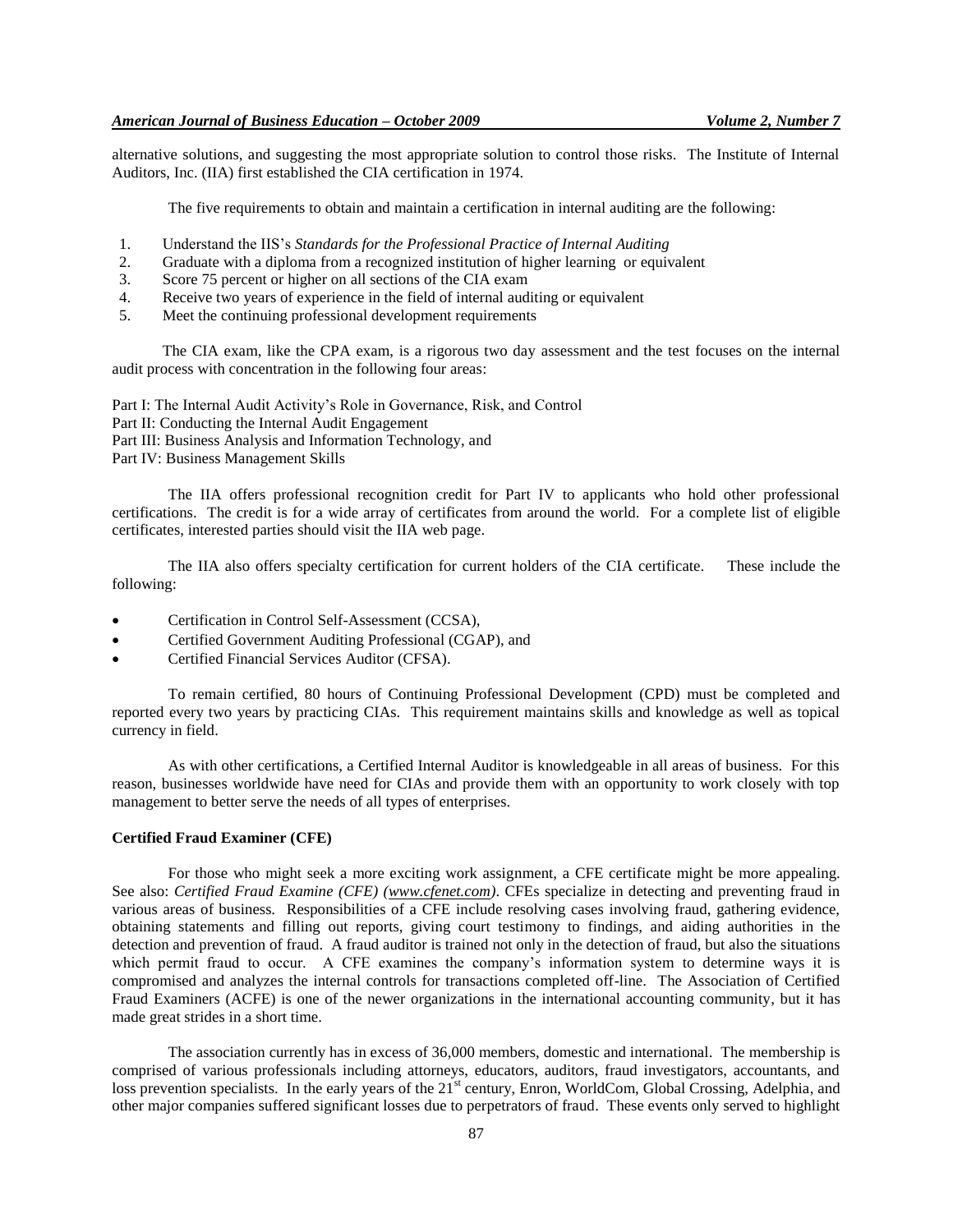alternative solutions, and suggesting the most appropriate solution to control those risks. The Institute of Internal Auditors, Inc. (IIA) first established the CIA certification in 1974.

The five requirements to obtain and maintain a certification in internal auditing are the following:

1. Understand the IIS's *Standards for the Professional Practice of Internal Auditing*
2. Graduate with a diploma from a recognized institution of higher learning or equivalent
3. Score 75 percent or higher on all sections of the CIA exam
4. Receive two years of experience in the field of internal auditing or equivalent
5. Meet the continuing professional development requirements

The CIA exam, like the CPA exam, is a rigorous two day assessment and the test focuses on the internal audit process with concentration in the following four areas:

Part I: The Internal Audit Activity's Role in Governance, Risk, and Control
Part II: Conducting the Internal Audit Engagement
Part III: Business Analysis and Information Technology, and
Part IV: Business Management Skills

The IIA offers professional recognition credit for Part IV to applicants who hold other professional certifications. The credit is for a wide array of certificates from around the world. For a complete list of eligible certificates, interested parties should visit the IIA web page.

The IIA also offers specialty certification for current holders of the CIA certificate. These include the following:

- Certification in Control Self-Assessment (CCSA),
- Certified Government Auditing Professional (CGAP), and
- Certified Financial Services Auditor (CFSA).

To remain certified, 80 hours of Continuing Professional Development (CPD) must be completed and reported every two years by practicing CIAs. This requirement maintains skills and knowledge as well as topical currency in field.

As with other certifications, a Certified Internal Auditor is knowledgeable in all areas of business. For this reason, businesses worldwide have need for CIAs and provide them with an opportunity to work closely with top management to better serve the needs of all types of enterprises.

**Certified Fraud Examiner (CFE)**

For those who might seek a more exciting work assignment, a CFE certificate might be more appealing. See also: *Certified Fraud Examine (CFE) (www.cfenet.com)*. CFEs specialize in detecting and preventing fraud in various areas of business. Responsibilities of a CFE include resolving cases involving fraud, gathering evidence, obtaining statements and filling out reports, giving court testimony to findings, and aiding authorities in the detection and prevention of fraud. A fraud auditor is trained not only in the detection of fraud, but also the situations which permit fraud to occur. A CFE examines the company's information system to determine ways it is compromised and analyzes the internal controls for transactions completed off-line. The Association of Certified Fraud Examiners (ACFE) is one of the newer organizations in the international accounting community, but it has made great strides in a short time.

The association currently has in excess of 36,000 members, domestic and international. The membership is comprised of various professionals including attorneys, educators, auditors, fraud investigators, accountants, and loss prevention specialists. In the early years of the 21st century, Enron, WorldCom, Global Crossing, Adelphia, and other major companies suffered significant losses due to perpetrators of fraud. These events only served to highlight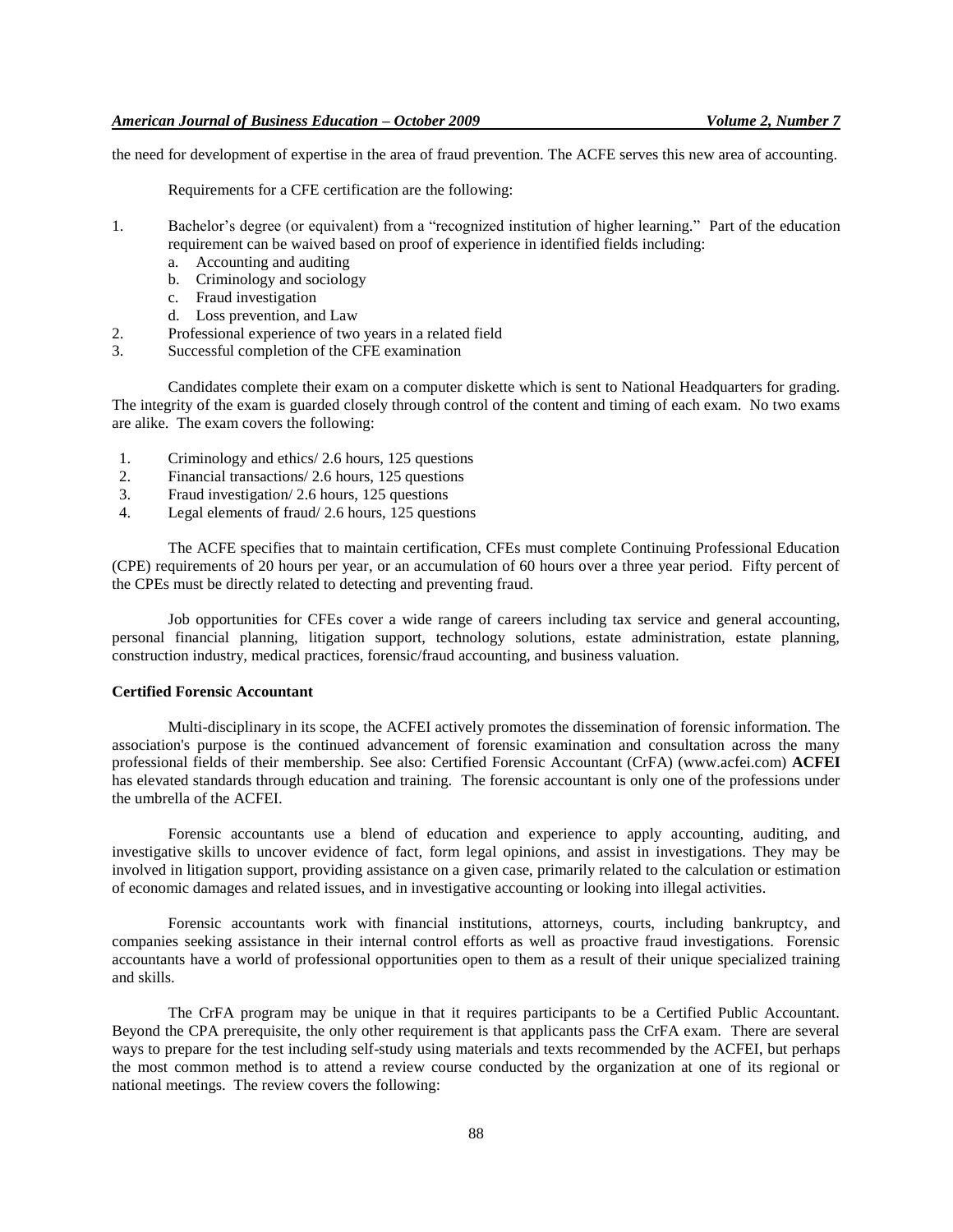the need for development of expertise in the area of fraud prevention. The ACFE serves this new area of accounting.

Requirements for a CFE certification are the following:

1. Bachelor's degree (or equivalent) from a "recognized institution of higher learning." Part of the education requirement can be waived based on proof of experience in identified fields including:
   a. Accounting and auditing
   b. Criminology and sociology
   c. Fraud investigation
   d. Loss prevention, and Law
2. Professional experience of two years in a related field
3. Successful completion of the CFE examination

Candidates complete their exam on a computer diskette which is sent to National Headquarters for grading. The integrity of the exam is guarded closely through control of the content and timing of each exam. No two exams are alike. The exam covers the following:

1. Criminology and ethics/ 2.6 hours, 125 questions
2. Financial transactions/ 2.6 hours, 125 questions
3. Fraud investigation/ 2.6 hours, 125 questions
4. Legal elements of fraud/ 2.6 hours, 125 questions

The ACFE specifies that to maintain certification, CFEs must complete Continuing Professional Education (CPE) requirements of 20 hours per year, or an accumulation of 60 hours over a three year period. Fifty percent of the CPEs must be directly related to detecting and preventing fraud.

Job opportunities for CFEs cover a wide range of careers including tax service and general accounting, personal financial planning, litigation support, technology solutions, estate administration, estate planning, construction industry, medical practices, forensic/fraud accounting, and business valuation.

**Certified Forensic Accountant**

Multi-disciplinary in its scope, the ACFEI actively promotes the dissemination of forensic information. The association's purpose is the continued advancement of forensic examination and consultation across the many professional fields of their membership. See also: Certified Forensic Accountant (CrFA) (www.acfei.com) **ACFEI** has elevated standards through education and training. The forensic accountant is only one of the professions under the umbrella of the ACFEI.

Forensic accountants use a blend of education and experience to apply accounting, auditing, and investigative skills to uncover evidence of fact, form legal opinions, and assist in investigations. They may be involved in litigation support, providing assistance on a given case, primarily related to the calculation or estimation of economic damages and related issues, and in investigative accounting or looking into illegal activities.

Forensic accountants work with financial institutions, attorneys, courts, including bankruptcy, and companies seeking assistance in their internal control efforts as well as proactive fraud investigations. Forensic accountants have a world of professional opportunities open to them as a result of their unique specialized training and skills.

The CrFA program may be unique in that it requires participants to be a Certified Public Accountant. Beyond the CPA prerequisite, the only other requirement is that applicants pass the CrFA exam. There are several ways to prepare for the test including self-study using materials and texts recommended by the ACFEI, but perhaps the most common method is to attend a review course conducted by the organization at one of its regional or national meetings. The review covers the following: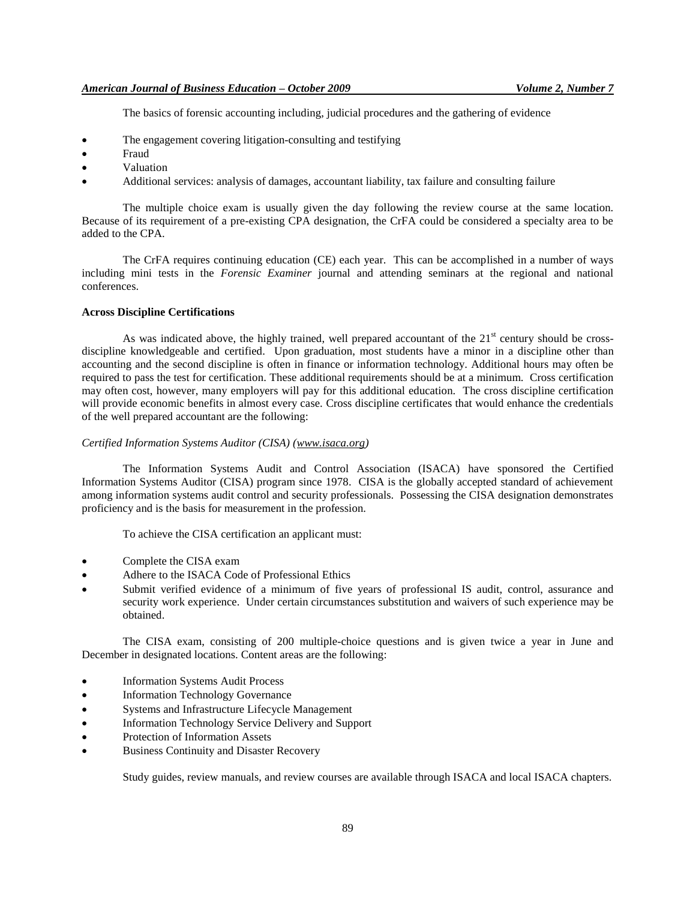The basics of forensic accounting including, judicial procedures and the gathering of evidence

- The engagement covering litigation-consulting and testifying
- Fraud
- Valuation
- Additional services: analysis of damages, accountant liability, tax failure and consulting failure

The multiple choice exam is usually given the day following the review course at the same location. Because of its requirement of a pre-existing CPA designation, the CrFA could be considered a specialty area to be added to the CPA.

The CrFA requires continuing education (CE) each year. This can be accomplished in a number of ways including mini tests in the *Forensic Examiner* journal and attending seminars at the regional and national conferences.

**Across Discipline Certifications**

As was indicated above, the highly trained, well prepared accountant of the 21st century should be cross-discipline knowledgeable and certified. Upon graduation, most students have a minor in a discipline other than accounting and the second discipline is often in finance or information technology. Additional hours may often be required to pass the test for certification. These additional requirements should be at a minimum. Cross certification may often cost, however, many employers will pay for this additional education. The cross discipline certification will provide economic benefits in almost every case. Cross discipline certificates that would enhance the credentials of the well prepared accountant are the following:

*Certified Information Systems Auditor (CISA) (www.isaca.org)*

The Information Systems Audit and Control Association (ISACA) have sponsored the Certified Information Systems Auditor (CISA) program since 1978. CISA is the globally accepted standard of achievement among information systems audit control and security professionals. Possessing the CISA designation demonstrates proficiency and is the basis for measurement in the profession.

To achieve the CISA certification an applicant must:

- Complete the CISA exam
- Adhere to the ISACA Code of Professional Ethics
- Submit verified evidence of a minimum of five years of professional IS audit, control, assurance and security work experience. Under certain circumstances substitution and waivers of such experience may be obtained.

The CISA exam, consisting of 200 multiple-choice questions and is given twice a year in June and December in designated locations. Content areas are the following:

- Information Systems Audit Process
- Information Technology Governance
- Systems and Infrastructure Lifecycle Management
- Information Technology Service Delivery and Support
- Protection of Information Assets
- Business Continuity and Disaster Recovery

Study guides, review manuals, and review courses are available through ISACA and local ISACA chapters.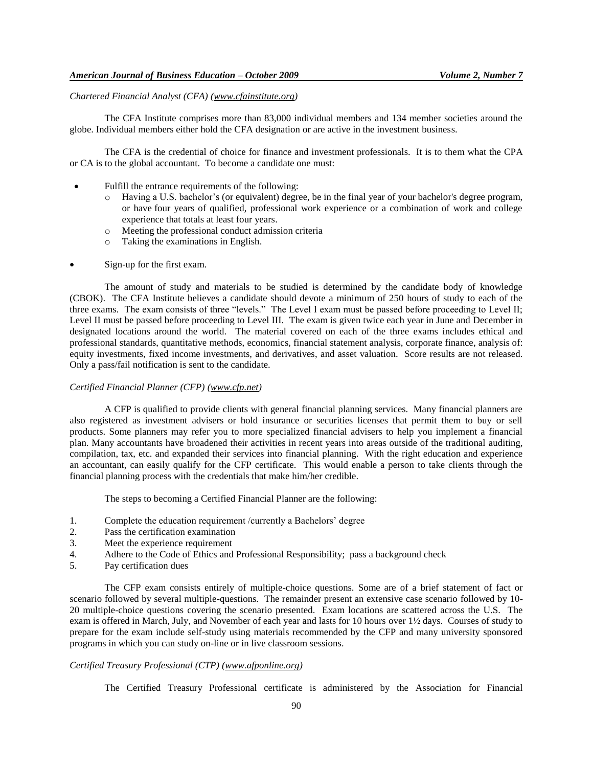*Chartered Financial Analyst (CFA) (www.cfainstitute.org)*

The CFA Institute comprises more than 83,000 individual members and 134 member societies around the globe. Individual members either hold the CFA designation or are active in the investment business.

The CFA is the credential of choice for finance and investment professionals. It is to them what the CPA or CA is to the global accountant. To become a candidate one must:

- Fulfill the entrance requirements of the following:
  - Having a U.S. bachelor's (or equivalent) degree, be in the final year of your bachelor's degree program, or have four years of qualified, professional work experience or a combination of work and college experience that totals at least four years.
  - Meeting the professional conduct admission criteria
  - Taking the examinations in English.

- Sign-up for the first exam.

The amount of study and materials to be studied is determined by the candidate body of knowledge (CBOK). The CFA Institute believes a candidate should devote a minimum of 250 hours of study to each of the three exams. The exam consists of three "levels." The Level I exam must be passed before proceeding to Level II; Level II must be passed before proceeding to Level III. The exam is given twice each year in June and December in designated locations around the world. The material covered on each of the three exams includes ethical and professional standards, quantitative methods, economics, financial statement analysis, corporate finance, analysis of: equity investments, fixed income investments, and derivatives, and asset valuation. Score results are not released. Only a pass/fail notification is sent to the candidate.

*Certified Financial Planner (CFP) (www.cfp.net)*

A CFP is qualified to provide clients with general financial planning services. Many financial planners are also registered as investment advisers or hold insurance or securities licenses that permit them to buy or sell products. Some planners may refer you to more specialized financial advisers to help you implement a financial plan. Many accountants have broadened their activities in recent years into areas outside of the traditional auditing, compilation, tax, etc. and expanded their services into financial planning. With the right education and experience an accountant, can easily qualify for the CFP certificate. This would enable a person to take clients through the financial planning process with the credentials that make him/her credible.

The steps to becoming a Certified Financial Planner are the following:

1. Complete the education requirement /currently a Bachelors' degree
2. Pass the certification examination
3. Meet the experience requirement
4. Adhere to the Code of Ethics and Professional Responsibility; pass a background check
5. Pay certification dues

The CFP exam consists entirely of multiple-choice questions. Some are of a brief statement of fact or scenario followed by several multiple-questions. The remainder present an extensive case scenario followed by 10-20 multiple-choice questions covering the scenario presented. Exam locations are scattered across the U.S. The exam is offered in March, July, and November of each year and lasts for 10 hours over 1½ days. Courses of study to prepare for the exam include self-study using materials recommended by the CFP and many university sponsored programs in which you can study on-line or in live classroom sessions.

*Certified Treasury Professional (CTP) (www.afponline.org)*

The Certified Treasury Professional certificate is administered by the Association for Financial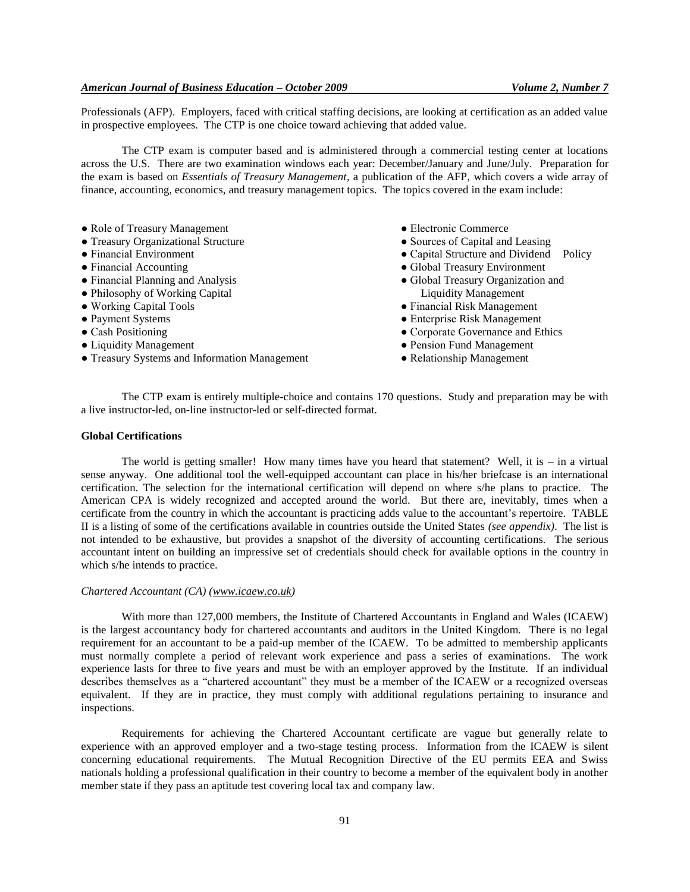Professionals (AFP). Employers, faced with critical staffing decisions, are looking at certification as an added value in prospective employees. The CTP is one choice toward achieving that added value.

The CTP exam is computer based and is administered through a commercial testing center at locations across the U.S. There are two examination windows each year: December/January and June/July. Preparation for the exam is based on *Essentials of Treasury Management*, a publication of the AFP, which covers a wide array of finance, accounting, economics, and treasury management topics. The topics covered in the exam include:

- Role of Treasury Management
- Treasury Organizational Structure
- Financial Environment
- Financial Accounting
- Financial Planning and Analysis
- Philosophy of Working Capital
- Working Capital Tools
- Payment Systems
- Cash Positioning
- Liquidity Management
- Treasury Systems and Information Management
- Electronic Commerce
- Sources of Capital and Leasing
- Capital Structure and Dividend Policy
- Global Treasury Environment
- Global Treasury Organization and Liquidity Management
- Financial Risk Management
- Enterprise Risk Management
- Corporate Governance and Ethics
- Pension Fund Management
- Relationship Management

The CTP exam is entirely multiple-choice and contains 170 questions. Study and preparation may be with a live instructor-led, on-line instructor-led or self-directed format.

**Global Certifications**

The world is getting smaller! How many times have you heard that statement? Well, it is – in a virtual sense anyway. One additional tool the well-equipped accountant can place in his/her briefcase is an international certification. The selection for the international certification will depend on where s/he plans to practice. The American CPA is widely recognized and accepted around the world. But there are, inevitably, times when a certificate from the country in which the accountant is practicing adds value to the accountant's repertoire. TABLE II is a listing of some of the certifications available in countries outside the United States *(see appendix)*. The list is not intended to be exhaustive, but provides a snapshot of the diversity of accounting certifications. The serious accountant intent on building an impressive set of credentials should check for available options in the country in which s/he intends to practice.

*Chartered Accountant (CA) (www.icaew.co.uk)*

With more than 127,000 members, the Institute of Chartered Accountants in England and Wales (ICAEW) is the largest accountancy body for chartered accountants and auditors in the United Kingdom. There is no legal requirement for an accountant to be a paid-up member of the ICAEW. To be admitted to membership applicants must normally complete a period of relevant work experience and pass a series of examinations. The work experience lasts for three to five years and must be with an employer approved by the Institute. If an individual describes themselves as a "chartered accountant" they must be a member of the ICAEW or a recognized overseas equivalent. If they are in practice, they must comply with additional regulations pertaining to insurance and inspections.

Requirements for achieving the Chartered Accountant certificate are vague but generally relate to experience with an approved employer and a two-stage testing process. Information from the ICAEW is silent concerning educational requirements. The Mutual Recognition Directive of the EU permits EEA and Swiss nationals holding a professional qualification in their country to become a member of the equivalent body in another member state if they pass an aptitude test covering local tax and company law.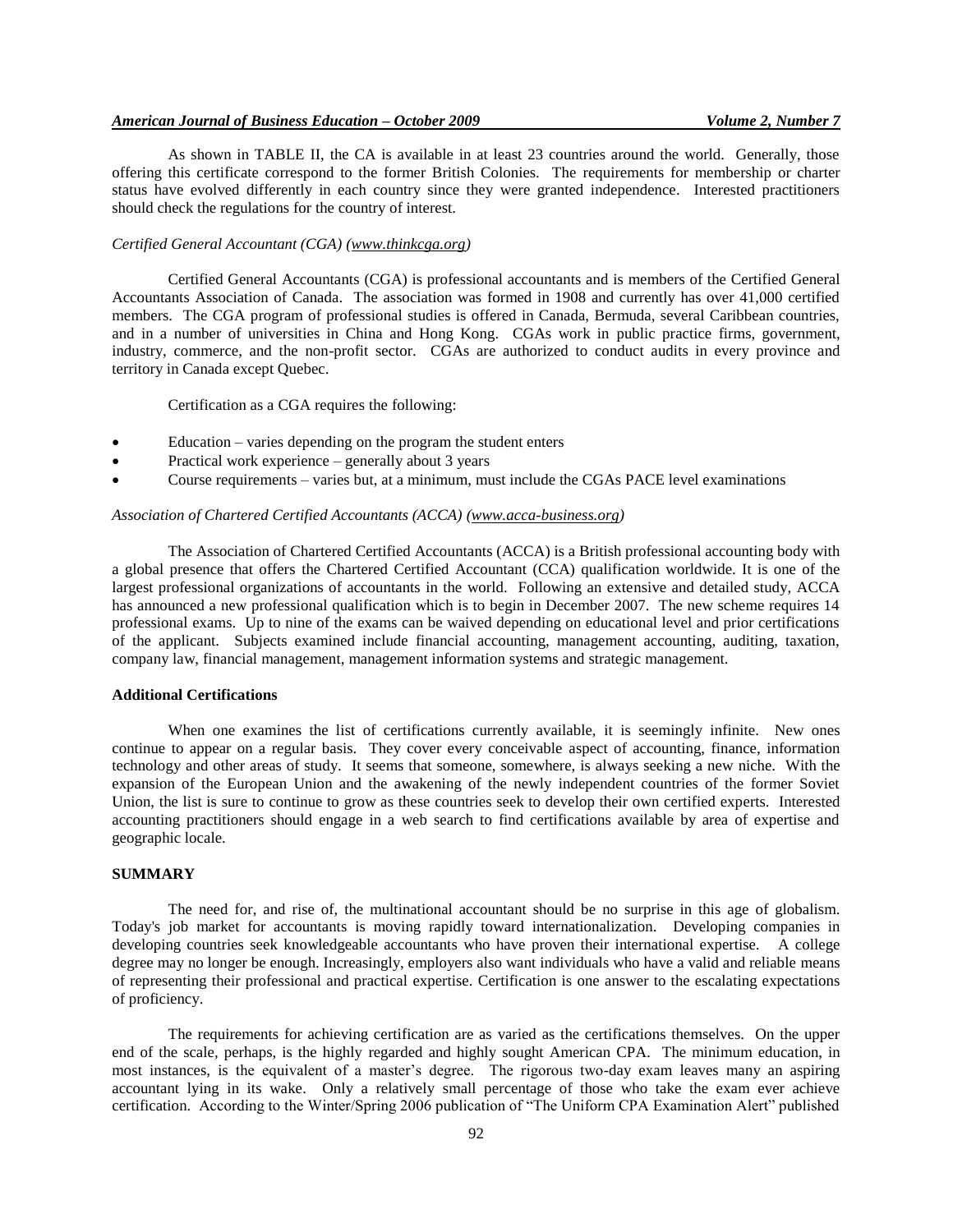As shown in TABLE II, the CA is available in at least 23 countries around the world. Generally, those offering this certificate correspond to the former British Colonies. The requirements for membership or charter status have evolved differently in each country since they were granted independence. Interested practitioners should check the regulations for the country of interest.

*Certified General Accountant (CGA) (www.thinkcga.org)*

Certified General Accountants (CGA) is professional accountants and is members of the Certified General Accountants Association of Canada. The association was formed in 1908 and currently has over 41,000 certified members. The CGA program of professional studies is offered in Canada, Bermuda, several Caribbean countries, and in a number of universities in China and Hong Kong. CGAs work in public practice firms, government, industry, commerce, and the non-profit sector. CGAs are authorized to conduct audits in every province and territory in Canada except Quebec.

Certification as a CGA requires the following:

- Education – varies depending on the program the student enters
- Practical work experience – generally about 3 years
- Course requirements – varies but, at a minimum, must include the CGAs PACE level examinations

*Association of Chartered Certified Accountants (ACCA) (www.acca-business.org)*

The Association of Chartered Certified Accountants (ACCA) is a British professional accounting body with a global presence that offers the Chartered Certified Accountant (CCA) qualification worldwide. It is one of the largest professional organizations of accountants in the world. Following an extensive and detailed study, ACCA has announced a new professional qualification which is to begin in December 2007. The new scheme requires 14 professional exams. Up to nine of the exams can be waived depending on educational level and prior certifications of the applicant. Subjects examined include financial accounting, management accounting, auditing, taxation, company law, financial management, management information systems and strategic management.

**Additional Certifications**

When one examines the list of certifications currently available, it is seemingly infinite. New ones continue to appear on a regular basis. They cover every conceivable aspect of accounting, finance, information technology and other areas of study. It seems that someone, somewhere, is always seeking a new niche. With the expansion of the European Union and the awakening of the newly independent countries of the former Soviet Union, the list is sure to continue to grow as these countries seek to develop their own certified experts. Interested accounting practitioners should engage in a web search to find certifications available by area of expertise and geographic locale.

## SUMMARY

The need for, and rise of, the multinational accountant should be no surprise in this age of globalism. Today's job market for accountants is moving rapidly toward internationalization. Developing companies in developing countries seek knowledgeable accountants who have proven their international expertise. A college degree may no longer be enough. Increasingly, employers also want individuals who have a valid and reliable means of representing their professional and practical expertise. Certification is one answer to the escalating expectations of proficiency.

The requirements for achieving certification are as varied as the certifications themselves. On the upper end of the scale, perhaps, is the highly regarded and highly sought American CPA. The minimum education, in most instances, is the equivalent of a master's degree. The rigorous two-day exam leaves many an aspiring accountant lying in its wake. Only a relatively small percentage of those who take the exam ever achieve certification. According to the Winter/Spring 2006 publication of "The Uniform CPA Examination Alert" published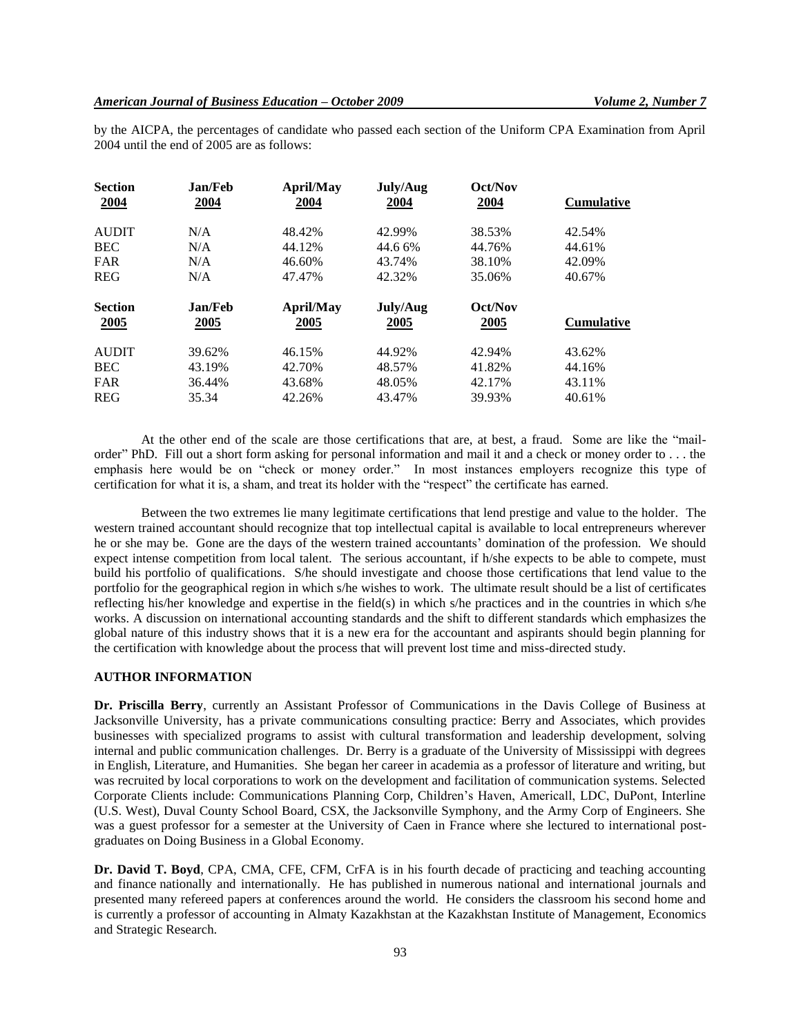by the AICPA, the percentages of candidate who passed each section of the Uniform CPA Examination from April 2004 until the end of 2005 are as follows:

| Section 2004 | Jan/Feb 2004 | April/May 2004 | July/Aug 2004 | Oct/Nov 2004 | Cumulative |
|---|---|---|---|---|---|
| AUDIT | N/A | 48.42% | 42.99% | 38.53% | 42.54% |
| BEC | N/A | 44.12% | 44.6 6% | 44.76% | 44.61% |
| FAR | N/A | 46.60% | 43.74% | 38.10% | 42.09% |
| REG | N/A | 47.47% | 42.32% | 35.06% | 40.67% |
| **Section 2005** | **Jan/Feb 2005** | **April/May 2005** | **July/Aug 2005** | **Oct/Nov 2005** | **Cumulative** |
| AUDIT | 39.62% | 46.15% | 44.92% | 42.94% | 43.62% |
| BEC | 43.19% | 42.70% | 48.57% | 41.82% | 44.16% |
| FAR | 36.44% | 43.68% | 48.05% | 42.17% | 43.11% |
| REG | 35.34 | 42.26% | 43.47% | 39.93% | 40.61% |

At the other end of the scale are those certifications that are, at best, a fraud. Some are like the "mail-order" PhD. Fill out a short form asking for personal information and mail it and a check or money order to . . . the emphasis here would be on "check or money order." In most instances employers recognize this type of certification for what it is, a sham, and treat its holder with the "respect" the certificate has earned.

Between the two extremes lie many legitimate certifications that lend prestige and value to the holder. The western trained accountant should recognize that top intellectual capital is available to local entrepreneurs wherever he or she may be. Gone are the days of the western trained accountants' domination of the profession. We should expect intense competition from local talent. The serious accountant, if h/she expects to be able to compete, must build his portfolio of qualifications. S/he should investigate and choose those certifications that lend value to the portfolio for the geographical region in which s/he wishes to work. The ultimate result should be a list of certificates reflecting his/her knowledge and expertise in the field(s) in which s/he practices and in the countries in which s/he works. A discussion on international accounting standards and the shift to different standards which emphasizes the global nature of this industry shows that it is a new era for the accountant and aspirants should begin planning for the certification with knowledge about the process that will prevent lost time and miss-directed study.

## AUTHOR INFORMATION

**Dr. Priscilla Berry**, currently an Assistant Professor of Communications in the Davis College of Business at Jacksonville University, has a private communications consulting practice: Berry and Associates, which provides businesses with specialized programs to assist with cultural transformation and leadership development, solving internal and public communication challenges. Dr. Berry is a graduate of the University of Mississippi with degrees in English, Literature, and Humanities. She began her career in academia as a professor of literature and writing, but was recruited by local corporations to work on the development and facilitation of communication systems. Selected Corporate Clients include: Communications Planning Corp, Children's Haven, Americall, LDC, DuPont, Interline (U.S. West), Duval County School Board, CSX, the Jacksonville Symphony, and the Army Corp of Engineers. She was a guest professor for a semester at the University of Caen in France where she lectured to international post-graduates on Doing Business in a Global Economy.

**Dr. David T. Boyd**, CPA, CMA, CFE, CFM, CrFA is in his fourth decade of practicing and teaching accounting and finance nationally and internationally. He has published in numerous national and international journals and presented many refereed papers at conferences around the world. He considers the classroom his second home and is currently a professor of accounting in Almaty Kazakhstan at the Kazakhstan Institute of Management, Economics and Strategic Research.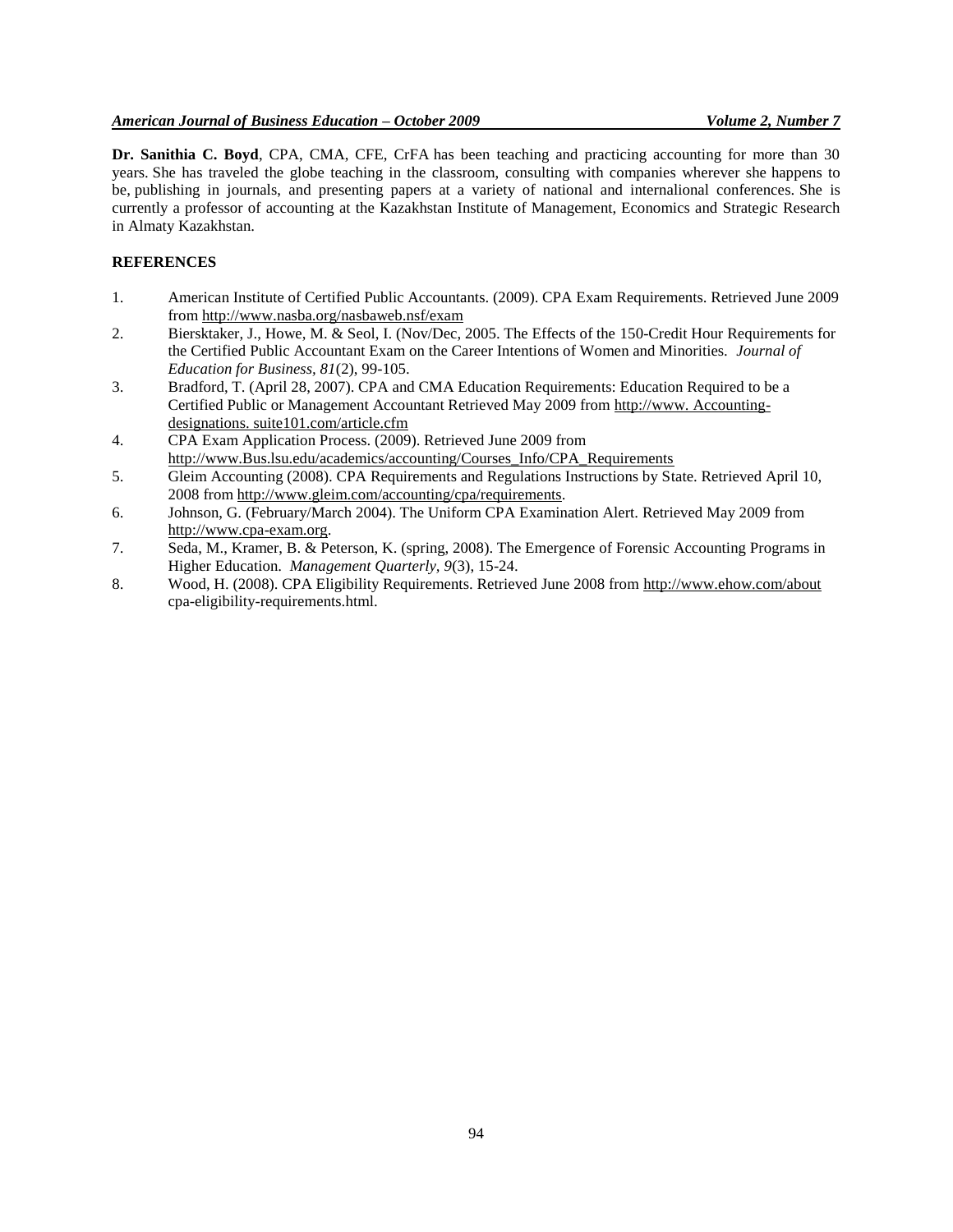**Dr. Sanithia C. Boyd**, CPA, CMA, CFE, CrFA has been teaching and practicing accounting for more than 30 years. She has traveled the globe teaching in the classroom, consulting with companies wherever she happens to be, publishing in journals, and presenting papers at a variety of national and international conferences. She is currently a professor of accounting at the Kazakhstan Institute of Management, Economics and Strategic Research in Almaty Kazakhstan.

## REFERENCES

1. American Institute of Certified Public Accountants. (2009). CPA Exam Requirements. Retrieved June 2009 from http://www.nasba.org/nasbaweb.nsf/exam
2. Biersktaker, J., Howe, M. & Seol, I. (Nov/Dec, 2005. The Effects of the 150-Credit Hour Requirements for the Certified Public Accountant Exam on the Career Intentions of Women and Minorities. *Journal of Education for Business, 81*(2), 99-105.
3. Bradford, T. (April 28, 2007). CPA and CMA Education Requirements: Education Required to be a Certified Public or Management Accountant Retrieved May 2009 from http://www. Accounting-designations. suite101.com/article.cfm
4. CPA Exam Application Process. (2009). Retrieved June 2009 from http://www.Bus.lsu.edu/academics/accounting/Courses_Info/CPA_Requirements
5. Gleim Accounting (2008). CPA Requirements and Regulations Instructions by State. Retrieved April 10, 2008 from http://www.gleim.com/accounting/cpa/requirements.
6. Johnson, G. (February/March 2004). The Uniform CPA Examination Alert. Retrieved May 2009 from http://www.cpa-exam.org.
7. Seda, M., Kramer, B. & Peterson, K. (spring, 2008). The Emergence of Forensic Accounting Programs in Higher Education. *Management Quarterly, 9*(3), 15-24.
8. Wood, H. (2008). CPA Eligibility Requirements. Retrieved June 2008 from http://www.ehow.com/about cpa-eligibility-requirements.html.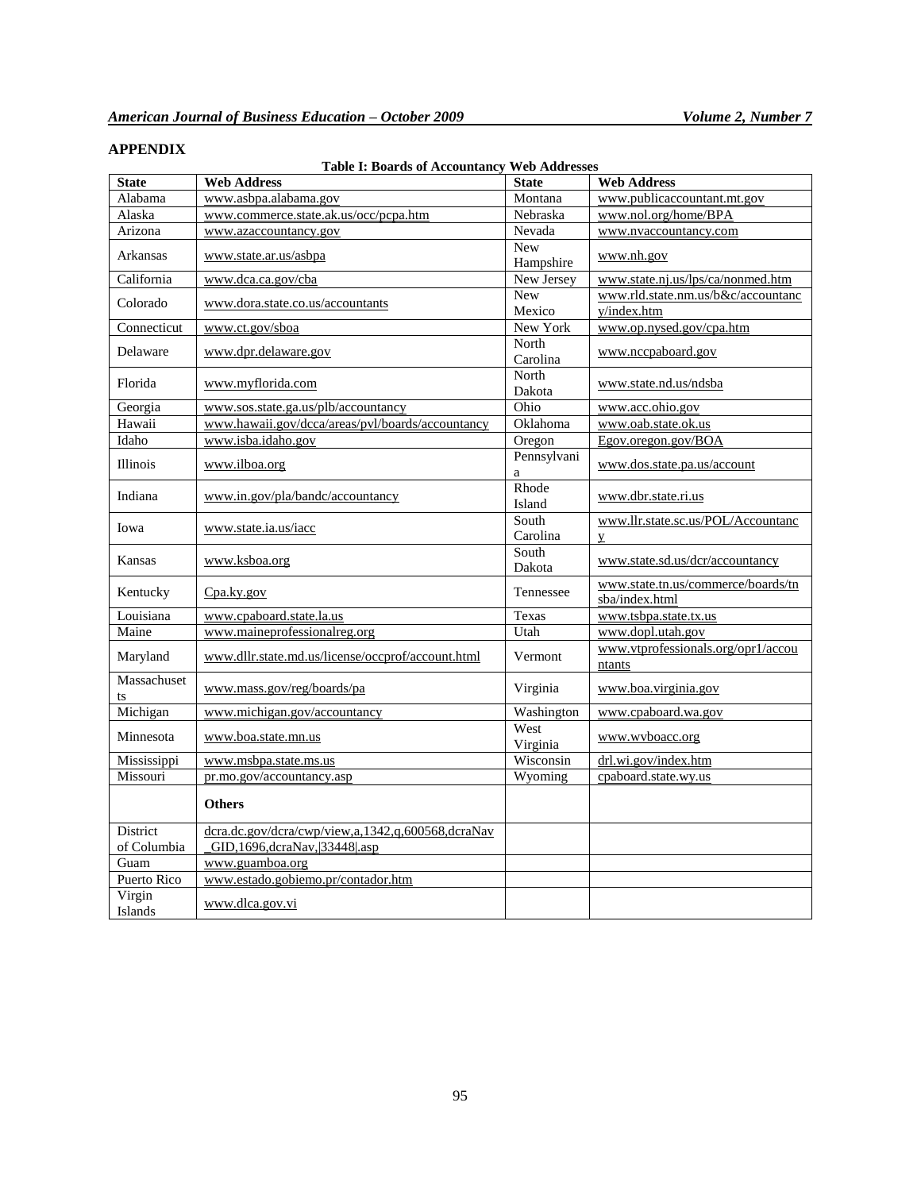## APPENDIX

**Table I: Boards of Accountancy Web Addresses**

| State | Web Address | State | Web Address |
|---|---|---|---|
| Alabama | www.asbpa.alabama.gov | Montana | www.publicaccountant.mt.gov |
| Alaska | www.commerce.state.ak.us/occ/pcpa.htm | Nebraska | www.nol.org/home/BPA |
| Arizona | www.azaccountancy.gov | Nevada | www.nvaccountancy.com |
| Arkansas | www.state.ar.us/asbpa | New Hampshire | www.nh.gov |
| California | www.dca.ca.gov/cba | New Jersey | www.state.nj.us/lps/ca/nonmed.htm |
| Colorado | www.dora.state.co.us/accountants | New Mexico | www.rld.state.nm.us/b&c/accountancy/index.htm |
| Connecticut | www.ct.gov/sboa | New York | www.op.nysed.gov/cpa.htm |
| Delaware | www.dpr.delaware.gov | North Carolina | www.nccpaboard.gov |
| Florida | www.myflorida.com | North Dakota | www.state.nd.us/ndsba |
| Georgia | www.sos.state.ga.us/plb/accountancy | Ohio | www.acc.ohio.gov |
| Hawaii | www.hawaii.gov/dcca/areas/pvl/boards/accountancy | Oklahoma | www.oab.state.ok.us |
| Idaho | www.isba.idaho.gov | Oregon | Egov.oregon.gov/BOA |
| Illinois | www.ilboa.org | Pennsylvania | www.dos.state.pa.us/account |
| Indiana | www.in.gov/pla/bandc/accountancy | Rhode Island | www.dbr.state.ri.us |
| Iowa | www.state.ia.us/iacc | South Carolina | www.llr.state.sc.us/POL/Accountancy |
| Kansas | www.ksboa.org | South Dakota | www.state.sd.us/dcr/accountancy |
| Kentucky | Cpa.ky.gov | Tennessee | www.state.tn.us/commerce/boards/tnsba/index.html |
| Louisiana | www.cpaboard.state.la.us | Texas | www.tsbpa.state.tx.us |
| Maine | www.maineprofessionalreg.org | Utah | www.dopl.utah.gov |
| Maryland | www.dllr.state.md.us/license/occprof/account.html | Vermont | www.vtprofessionals.org/opr1/accountants |
| Massachusetts | www.mass.gov/reg/boards/pa | Virginia | www.boa.virginia.gov |
| Michigan | www.michigan.gov/accountancy | Washington | www.cpaboard.wa.gov |
| Minnesota | www.boa.state.mn.us | West Virginia | www.wvboacc.org |
| Mississippi | www.msbpa.state.ms.us | Wisconsin | drl.wi.gov/index.htm |
| Missouri | pr.mo.gov/accountancy.asp | Wyoming | cpaboard.state.wy.us |
| | **Others** | | |
| District of Columbia | dcra.dc.gov/dcra/cwp/view,a,1342,q,600568,dcraNav_GID,1696,dcraNav,\|33448\|.asp | | |
| Guam | www.guamboa.org | | |
| Puerto Rico | www.estado.gobiemo.pr/contador.htm | | |
| Virgin Islands | www.dlca.gov.vi | | |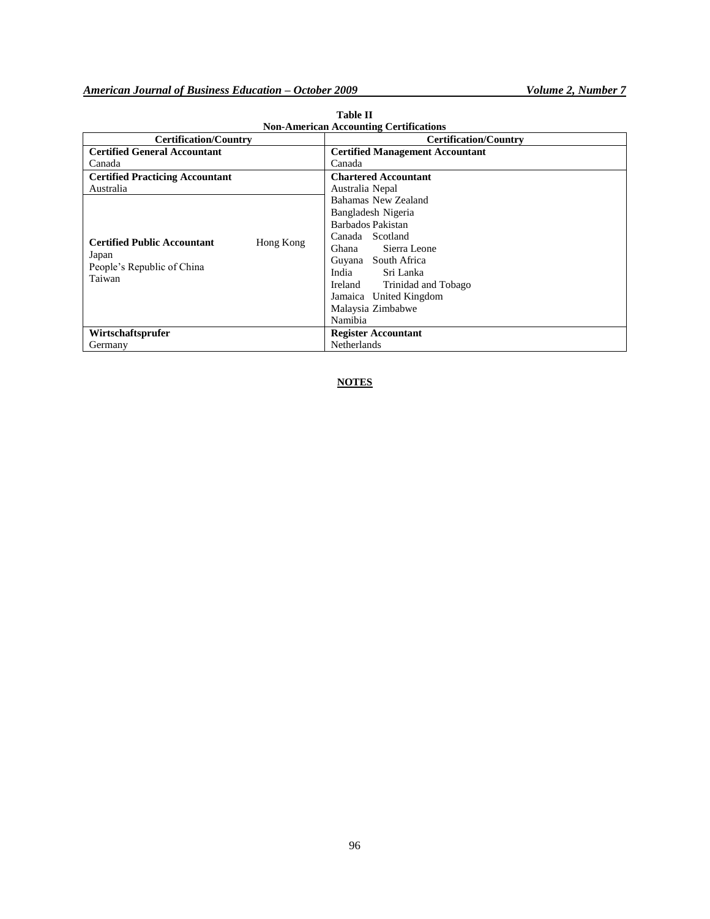**Table II**
**Non-American Accounting Certifications**

| Certification/Country | Certification/Country |
|---|---|
| **Certified General Accountant**<br>Canada | **Certified Management Accountant**<br>Canada |
| **Certified Practicing Accountant**<br>Australia | **Chartered Accountant**<br>Australia Nepal |
| **Certified Public Accountant** Hong Kong<br>Japan<br>People's Republic of China<br>Taiwan | Bahamas New Zealand<br>Bangladesh Nigeria<br>Barbados Pakistan<br>Canada Scotland<br>Ghana Sierra Leone<br>Guyana South Africa<br>India Sri Lanka<br>Ireland Trinidad and Tobago<br>Jamaica United Kingdom<br>Malaysia Zimbabwe<br>Namibia |
| **Wirtschaftsprufer**<br>Germany | **Register Accountant**<br>Netherlands |

**NOTES**